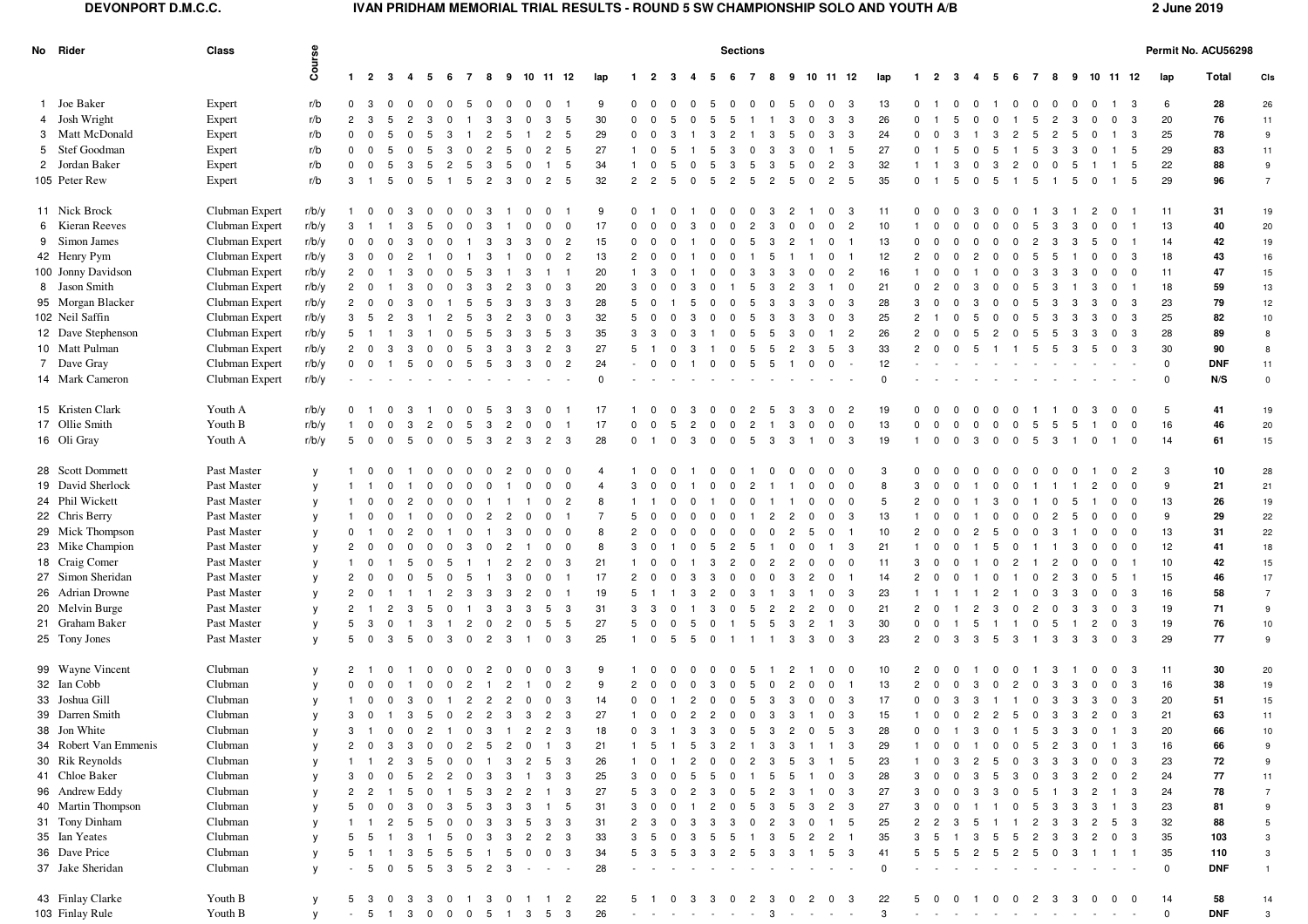DEVONPORT D.M.C.C. IVAN PRIDHAM MEMORIAL TRIAL RESULTS - ROUND 5 SW CHAMPIONSHIP SOLO AND YOUTH A/B 2 June 2019

Permit No. ACU56298

| No | Rider | Class | Course | 1 | 2 | 3 | 4 | 5 | 6 | 7 | 8 | 9 | 10 | 11 | 12 | lap | 1 | 2 | 3 | 4 | 5 | 6 | 7 | 8 | 9 | 10 | 11 | 12 | lap | 1 | 2 | 3 | 4 | 5 | 6 | 7 | 8 | 9 | 10 | 11 | 12 | lap | Total | Cls |
|---|---|---|---|---|---|---|---|---|---|---|---|---|---|---|---|---|---|---|---|---|---|---|---|---|---|---|---|---|---|---|---|---|---|---|---|---|---|---|---|---|---|---|---|---|
| 1 | Joe Baker | Expert | r/b | 0 | 3 | 0 | 0 | 0 | 0 | 5 | 0 | 0 | 0 | 0 | 1 | 9 | 0 | 0 | 0 | 0 | 5 | 0 | 0 | 0 | 5 | 0 | 0 | 3 | 13 | 0 | 1 | 0 | 0 | 1 | 0 | 0 | 0 | 0 | 0 | 1 | 3 | 6 | 28 | 26 |
| 4 | Josh Wright | Expert | r/b | 2 | 3 | 5 | 2 | 3 | 0 | 1 | 3 | 3 | 0 | 3 | 5 | 30 | 0 | 0 | 5 | 0 | 5 | 5 | 1 | 1 | 3 | 0 | 3 | 3 | 26 | 0 | 1 | 5 | 0 | 0 | 1 | 5 | 2 | 3 | 0 | 0 | 3 | 20 | 76 | 11 |
| 3 | Matt McDonald | Expert | r/b | 0 | 0 | 5 | 0 | 5 | 3 | 1 | 2 | 5 | 1 | 2 | 5 | 29 | 0 | 0 | 3 | 1 | 3 | 2 | 1 | 3 | 5 | 0 | 3 | 3 | 24 | 0 | 0 | 3 | 1 | 3 | 2 | 5 | 2 | 5 | 0 | 1 | 3 | 25 | 78 | 9 |
| 5 | Stef Goodman | Expert | r/b | 0 | 0 | 5 | 0 | 5 | 3 | 0 | 2 | 5 | 0 | 2 | 5 | 27 | 1 | 0 | 5 | 1 | 5 | 3 | 0 | 3 | 3 | 0 | 1 | 5 | 27 | 0 | 1 | 5 | 0 | 5 | 1 | 5 | 3 | 3 | 0 | 1 | 5 | 29 | 83 | 11 |
| 2 | Jordan Baker | Expert | r/b | 0 | 0 | 5 | 3 | 5 | 2 | 5 | 3 | 5 | 0 | 1 | 5 | 34 | 1 | 0 | 5 | 0 | 5 | 3 | 5 | 3 | 5 | 0 | 2 | 3 | 32 | 1 | 1 | 3 | 0 | 3 | 2 | 0 | 0 | 5 | 1 | 1 | 5 | 22 | 88 | 9 |
| 105 | Peter Rew | Expert | r/b | 3 | 1 | 5 | 0 | 5 | 1 | 5 | 2 | 3 | 0 | 2 | 5 | 32 | 2 | 2 | 5 | 0 | 5 | 2 | 5 | 2 | 5 | 0 | 2 | 5 | 35 | 0 | 1 | 5 | 0 | 5 | 1 | 5 | 1 | 5 | 0 | 1 | 5 | 29 | 96 | 7 |
| 11 | Nick Brock | Clubman Expert | r/b/y | 1 | 0 | 0 | 3 | 0 | 0 | 0 | 0 | 3 | 1 | 0 | 0 | 1 | 9 | 0 | 1 | 0 | 1 | 0 | 0 | 0 | 0 | 3 | 2 | 1 | 0 | 3 | 11 | 0 | 0 | 0 | 3 | 0 | 0 | 1 | 3 | 1 | 2 | 0 | 1 | 11 | 31 | 19 |
| 6 | Kieran Reeves | Clubman Expert | r/b/y | 3 | 1 | 1 | 3 | 5 | 0 | 0 | 3 | 1 | 0 | 0 | 0 | 17 | 0 | 0 | 0 | 3 | 0 | 0 | 2 | 3 | 0 | 0 | 0 | 2 | 10 | 1 | 0 | 0 | 0 | 0 | 0 | 5 | 3 | 3 | 0 | 0 | 1 | 13 | 40 | 20 |
| 9 | Simon James | Clubman Expert | r/b/y | 0 | 0 | 0 | 3 | 0 | 0 | 1 | 3 | 3 | 3 | 0 | 2 | 15 | 0 | 0 | 0 | 1 | 0 | 0 | 5 | 3 | 2 | 1 | 0 | 1 | 13 | 0 | 0 | 0 | 0 | 0 | 0 | 2 | 3 | 3 | 5 | 0 | 1 | 14 | 42 | 19 |
| 42 | Henry Pym | Clubman Expert | r/b/y | 3 | 0 | 0 | 2 | 1 | 0 | 1 | 3 | 1 | 0 | 0 | 2 | 13 | 2 | 0 | 0 | 1 | 0 | 0 | 1 | 5 | 1 | 1 | 0 | 1 | 12 | 2 | 0 | 0 | 2 | 0 | 0 | 5 | 5 | 1 | 0 | 0 | 3 | 18 | 43 | 16 |
| 100 | Jonny Davidson | Clubman Expert | r/b/y | 2 | 0 | 1 | 3 | 0 | 0 | 5 | 3 | 1 | 3 | 1 | 1 | 20 | 1 | 3 | 0 | 1 | 0 | 0 | 3 | 3 | 3 | 0 | 0 | 2 | 16 | 1 | 0 | 0 | 1 | 0 | 0 | 3 | 3 | 3 | 0 | 0 | 0 | 11 | 47 | 15 |
| 8 | Jason Smith | Clubman Expert | r/b/y | 2 | 0 | 1 | 3 | 0 | 0 | 3 | 3 | 2 | 3 | 0 | 3 | 20 | 3 | 0 | 0 | 3 | 0 | 1 | 5 | 3 | 2 | 3 | 1 | 0 | 21 | 0 | 2 | 0 | 3 | 0 | 0 | 5 | 3 | 1 | 3 | 0 | 1 | 18 | 59 | 13 |
| 95 | Morgan Blacker | Clubman Expert | r/b/y | 2 | 0 | 0 | 3 | 0 | 1 | 5 | 5 | 3 | 3 | 3 | 3 | 28 | 5 | 0 | 1 | 5 | 0 | 0 | 5 | 3 | 3 | 3 | 0 | 3 | 28 | 3 | 0 | 0 | 3 | 0 | 0 | 5 | 3 | 3 | 3 | 0 | 3 | 23 | 79 | 12 |
| 102 | Neil Saffin | Clubman Expert | r/b/y | 3 | 5 | 2 | 3 | 1 | 2 | 5 | 3 | 2 | 3 | 0 | 3 | 32 | 5 | 0 | 0 | 3 | 0 | 0 | 5 | 3 | 3 | 3 | 0 | 3 | 25 | 2 | 1 | 0 | 5 | 0 | 0 | 5 | 3 | 3 | 3 | 0 | 3 | 25 | 82 | 10 |
| 12 | Dave Stephenson | Clubman Expert | r/b/y | 5 | 1 | 1 | 3 | 1 | 0 | 5 | 5 | 3 | 3 | 5 | 3 | 35 | 3 | 3 | 0 | 3 | 1 | 0 | 5 | 5 | 3 | 0 | 1 | 2 | 26 | 2 | 0 | 0 | 5 | 2 | 0 | 5 | 5 | 3 | 3 | 0 | 3 | 28 | 89 | 8 |
| 10 | Matt Pulman | Clubman Expert | r/b/y | 2 | 0 | 3 | 3 | 0 | 0 | 5 | 3 | 3 | 3 | 2 | 3 | 27 | 5 | 1 | 0 | 3 | 1 | 0 | 5 | 5 | 2 | 3 | 5 | 3 | 33 | 2 | 0 | 0 | 5 | 1 | 1 | 5 | 5 | 3 | 5 | 0 | 3 | 30 | 90 | 8 |
| 7 | Dave Gray | Clubman Expert | r/b/y | 0 | 0 | 1 | 5 | 0 | 0 | 5 | 5 | 3 | 3 | 0 | 2 | 24 | - | 0 | 0 | 1 | 0 | 0 | 5 | 5 | 1 | 0 | 0 | - | 12 | - | - | - | - | - | - | - | - | - | - | - | - | 0 | DNF | 11 |
| 14 | Mark Cameron | Clubman Expert | r/b/y | - | - | - | - | - | - | - | - | - | - | - | - | 0 | - | - | - | - | - | - | - | - | - | - | - | - | 0 | - | - | - | - | - | - | - | - | - | - | - | - | 0 | N/S | 0 |
| 15 | Kristen Clark | Youth A | r/b/y | 0 | 1 | 0 | 3 | 1 | 0 | 0 | 5 | 3 | 3 | 0 | 1 | 17 | 1 | 0 | 0 | 3 | 0 | 0 | 2 | 5 | 3 | 3 | 0 | 2 | 19 | 0 | 0 | 0 | 0 | 0 | 0 | 1 | 1 | 0 | 3 | 0 | 0 | 5 | 41 | 19 |
| 17 | Ollie Smith | Youth B | r/b/y | 1 | 0 | 0 | 3 | 2 | 0 | 5 | 3 | 2 | 0 | 0 | 1 | 17 | 0 | 0 | 5 | 2 | 0 | 0 | 2 | 1 | 3 | 0 | 0 | 0 | 13 | 0 | 0 | 0 | 0 | 0 | 0 | 5 | 5 | 5 | 1 | 0 | 0 | 16 | 46 | 20 |
| 16 | Oli Gray | Youth A | r/b/y | 5 | 0 | 0 | 5 | 0 | 0 | 5 | 3 | 5 | 3 | 2 | 3 | 28 | 0 | 1 | 0 | 3 | 0 | 0 | 5 | 3 | 3 | 1 | 0 | 3 | 19 | 1 | 0 | 0 | 3 | 0 | 0 | 5 | 3 | 1 | 0 | 1 | 0 | 14 | 61 | 15 |
| 28 | Scott Dommett | Past Master | y | 1 | 0 | 0 | 1 | 0 | 0 | 0 | 0 | 2 | 0 | 0 | 0 | 4 | 1 | 0 | 0 | 1 | 0 | 0 | 1 | 0 | 0 | 0 | 0 | 0 | 3 | 0 | 0 | 0 | 0 | 0 | 0 | 0 | 0 | 0 | 1 | 0 | 2 | 3 | 10 | 28 |
| 19 | David Sherlock | Past Master | y | 1 | 1 | 0 | 1 | 0 | 0 | 0 | 0 | 1 | 0 | 0 | 0 | 4 | 3 | 0 | 0 | 1 | 0 | 0 | 2 | 1 | 1 | 0 | 0 | 0 | 8 | 3 | 0 | 0 | 1 | 0 | 0 | 1 | 1 | 1 | 2 | 0 | 0 | 9 | 21 | 21 |
| 24 | Phil Wickett | Past Master | y | 1 | 0 | 0 | 2 | 0 | 0 | 0 | 1 | 1 | 1 | 0 | 2 | 8 | 1 | 1 | 0 | 0 | 1 | 0 | 0 | 1 | 1 | 0 | 0 | 0 | 5 | 2 | 0 | 0 | 1 | 3 | 0 | 1 | 0 | 5 | 1 | 0 | 0 | 13 | 26 | 19 |
| 22 | Chris Berry | Past Master | y | 1 | 0 | 0 | 1 | 0 | 0 | 0 | 2 | 2 | 0 | 0 | 1 | 7 | 5 | 0 | 0 | 0 | 0 | 0 | 1 | 2 | 2 | 0 | 0 | 3 | 13 | 1 | 0 | 0 | 1 | 0 | 0 | 0 | 2 | 5 | 0 | 0 | 0 | 9 | 29 | 22 |
| 29 | Mick Thompson | Past Master | y | 0 | 1 | 0 | 2 | 0 | 1 | 0 | 1 | 3 | 0 | 0 | 0 | 8 | 2 | 0 | 0 | 0 | 0 | 0 | 0 | 0 | 2 | 5 | 0 | 1 | 10 | 2 | 0 | 0 | 2 | 5 | 0 | 0 | 3 | 1 | 0 | 0 | 0 | 13 | 31 | 22 |
| 23 | Mike Champion | Past Master | y | 2 | 0 | 0 | 0 | 0 | 0 | 3 | 0 | 2 | 1 | 0 | 0 | 8 | 3 | 0 | 1 | 0 | 5 | 2 | 5 | 1 | 0 | 0 | 1 | 3 | 21 | 1 | 0 | 0 | 1 | 5 | 0 | 1 | 1 | 3 | 0 | 0 | 0 | 12 | 41 | 18 |
| 18 | Craig Comer | Past Master | y | 1 | 0 | 1 | 5 | 0 | 5 | 1 | 1 | 2 | 2 | 0 | 3 | 21 | 1 | 0 | 0 | 1 | 3 | 2 | 0 | 2 | 2 | 0 | 0 | 0 | 11 | 3 | 0 | 0 | 1 | 0 | 2 | 1 | 2 | 0 | 0 | 0 | 1 | 10 | 42 | 15 |
| 27 | Simon Sheridan | Past Master | y | 2 | 0 | 0 | 0 | 5 | 0 | 5 | 1 | 3 | 0 | 0 | 1 | 17 | 2 | 0 | 0 | 3 | 3 | 0 | 0 | 0 | 3 | 2 | 0 | 1 | 14 | 2 | 0 | 0 | 1 | 0 | 1 | 0 | 2 | 3 | 0 | 5 | 1 | 15 | 46 | 17 |
| 26 | Adrian Drowne | Past Master | y | 2 | 0 | 1 | 1 | 1 | 2 | 3 | 3 | 3 | 2 | 0 | 1 | 19 | 5 | 1 | 1 | 3 | 2 | 0 | 3 | 1 | 3 | 1 | 0 | 3 | 23 | 1 | 1 | 1 | 1 | 2 | 1 | 0 | 3 | 3 | 0 | 0 | 3 | 16 | 58 | 7 |
| 20 | Melvin Burge | Past Master | y | 2 | 1 | 2 | 3 | 5 | 0 | 1 | 3 | 3 | 3 | 5 | 3 | 31 | 3 | 3 | 0 | 1 | 3 | 0 | 5 | 2 | 2 | 2 | 0 | 0 | 21 | 2 | 0 | 1 | 2 | 3 | 0 | 2 | 0 | 3 | 3 | 0 | 3 | 19 | 71 | 9 |
| 21 | Graham Baker | Past Master | y | 5 | 3 | 0 | 1 | 3 | 1 | 2 | 0 | 2 | 0 | 5 | 5 | 27 | 5 | 0 | 0 | 5 | 0 | 1 | 5 | 5 | 3 | 2 | 1 | 3 | 30 | 0 | 0 | 1 | 5 | 1 | 1 | 0 | 5 | 1 | 2 | 0 | 3 | 19 | 76 | 10 |
| 25 | Tony Jones | Past Master | y | 5 | 0 | 3 | 5 | 0 | 3 | 0 | 2 | 3 | 1 | 0 | 3 | 25 | 1 | 0 | 5 | 5 | 0 | 1 | 1 | 1 | 3 | 3 | 0 | 3 | 23 | 2 | 0 | 3 | 3 | 5 | 3 | 1 | 3 | 3 | 3 | 0 | 3 | 29 | 77 | 9 |
| 99 | Wayne Vincent | Clubman | y | 2 | 1 | 0 | 1 | 0 | 0 | 0 | 2 | 0 | 0 | 0 | 3 | 9 | 1 | 0 | 0 | 0 | 0 | 0 | 5 | 1 | 2 | 1 | 0 | 0 | 10 | 2 | 0 | 0 | 1 | 0 | 0 | 1 | 3 | 1 | 0 | 0 | 3 | 11 | 30 | 20 |
| 32 | Ian Cobb | Clubman | y | 0 | 0 | 0 | 1 | 0 | 0 | 2 | 1 | 2 | 1 | 0 | 2 | 9 | 2 | 0 | 0 | 0 | 3 | 0 | 5 | 0 | 2 | 0 | 0 | 1 | 13 | 2 | 0 | 0 | 3 | 0 | 2 | 0 | 3 | 3 | 0 | 0 | 3 | 16 | 38 | 19 |
| 33 | Joshua Gill | Clubman | y | 1 | 0 | 0 | 3 | 0 | 1 | 2 | 2 | 2 | 0 | 0 | 3 | 14 | 0 | 0 | 1 | 2 | 0 | 0 | 5 | 3 | 3 | 0 | 0 | 3 | 17 | 0 | 0 | 3 | 3 | 1 | 1 | 0 | 3 | 3 | 3 | 0 | 3 | 20 | 51 | 15 |
| 39 | Darren Smith | Clubman | y | 3 | 0 | 1 | 3 | 5 | 0 | 2 | 2 | 3 | 3 | 2 | 3 | 27 | 1 | 0 | 0 | 2 | 2 | 0 | 0 | 3 | 3 | 1 | 0 | 3 | 15 | 1 | 0 | 0 | 2 | 2 | 5 | 0 | 3 | 3 | 2 | 0 | 3 | 21 | 63 | 11 |
| 38 | Jon White | Clubman | y | 3 | 1 | 0 | 0 | 2 | 1 | 0 | 3 | 1 | 2 | 2 | 3 | 18 | 0 | 3 | 1 | 3 | 3 | 0 | 5 | 3 | 2 | 0 | 5 | 3 | 28 | 0 | 0 | 1 | 3 | 0 | 1 | 5 | 3 | 3 | 0 | 1 | 3 | 20 | 66 | 10 |
| 34 | Robert Van Emmenis | Clubman | y | 2 | 0 | 3 | 3 | 0 | 0 | 2 | 5 | 2 | 0 | 1 | 3 | 21 | 1 | 5 | 1 | 5 | 3 | 2 | 1 | 3 | 3 | 1 | 1 | 3 | 29 | 1 | 0 | 0 | 1 | 0 | 0 | 5 | 2 | 3 | 0 | 1 | 3 | 16 | 66 | 9 |
| 30 | Rik Reynolds | Clubman | y | 1 | 1 | 2 | 3 | 5 | 0 | 0 | 1 | 3 | 2 | 5 | 3 | 26 | 1 | 0 | 1 | 2 | 0 | 0 | 2 | 3 | 5 | 3 | 1 | 5 | 23 | 1 | 0 | 3 | 2 | 5 | 0 | 3 | 3 | 3 | 0 | 0 | 3 | 23 | 72 | 9 |
| 41 | Chloe Baker | Clubman | y | 3 | 0 | 0 | 5 | 2 | 2 | 0 | 3 | 3 | 1 | 3 | 3 | 25 | 3 | 0 | 0 | 5 | 5 | 0 | 1 | 5 | 5 | 1 | 0 | 3 | 28 | 3 | 0 | 0 | 3 | 5 | 3 | 0 | 3 | 3 | 2 | 0 | 2 | 24 | 77 | 11 |
| 96 | Andrew Eddy | Clubman | y | 2 | 2 | 1 | 5 | 0 | 1 | 5 | 3 | 2 | 2 | 1 | 3 | 27 | 5 | 3 | 0 | 2 | 3 | 0 | 5 | 2 | 3 | 1 | 0 | 3 | 27 | 3 | 0 | 0 | 3 | 3 | 0 | 5 | 1 | 3 | 2 | 1 | 3 | 24 | 78 | 7 |
| 40 | Martin Thompson | Clubman | y | 5 | 0 | 0 | 3 | 0 | 3 | 5 | 3 | 3 | 3 | 1 | 5 | 31 | 3 | 0 | 0 | 1 | 2 | 0 | 5 | 3 | 5 | 3 | 2 | 3 | 27 | 3 | 0 | 0 | 1 | 1 | 0 | 5 | 3 | 3 | 3 | 1 | 3 | 23 | 81 | 9 |
| 31 | Tony Dinham | Clubman | y | 1 | 1 | 2 | 5 | 5 | 0 | 0 | 3 | 3 | 5 | 3 | 3 | 31 | 2 | 3 | 0 | 3 | 3 | 3 | 0 | 2 | 3 | 0 | 1 | 5 | 25 | 2 | 2 | 3 | 5 | 1 | 1 | 2 | 3 | 3 | 2 | 5 | 3 | 32 | 88 | 5 |
| 35 | Ian Yeates | Clubman | y | 5 | 5 | 1 | 3 | 1 | 5 | 0 | 3 | 3 | 2 | 2 | 3 | 33 | 3 | 5 | 0 | 3 | 5 | 5 | 1 | 3 | 5 | 2 | 2 | 1 | 35 | 3 | 5 | 1 | 3 | 5 | 5 | 2 | 3 | 3 | 2 | 0 | 3 | 35 | 103 | 3 |
| 36 | Dave Price | Clubman | y | 5 | 1 | 1 | 3 | 5 | 5 | 5 | 1 | 5 | 0 | 0 | 3 | 34 | 5 | 3 | 5 | 3 | 3 | 2 | 5 | 3 | 3 | 1 | 5 | 3 | 41 | 5 | 5 | 5 | 2 | 5 | 2 | 5 | 0 | 3 | 1 | 1 | 1 | 35 | 110 | 3 |
| 37 | Jake Sheridan | Clubman | y | - | 5 | 0 | 5 | 5 | 3 | 5 | 2 | 3 | - | - | - | 28 | - | - | - | - | - | - | - | - | - | - | - | - | 0 | - | - | - | - | - | - | - | - | - | - | - | - | 0 | DNF | 1 |
| 43 | Finlay Clarke | Youth B | y | 5 | 3 | 0 | 3 | 3 | 0 | 1 | 3 | 0 | 1 | 1 | 2 | 22 | 5 | 1 | 0 | 3 | 3 | 0 | 2 | 3 | 0 | 2 | 0 | 3 | 22 | 5 | 0 | 0 | 1 | 0 | 0 | 2 | 3 | 3 | 0 | 0 | 0 | 14 | 58 | 14 |
| 103 | Finlay Rule | Youth B | y | - | 5 | 1 | 3 | 0 | 0 | 0 | 5 | 1 | 3 | 5 | 3 | 26 | - | - | - | - | - | - | - | 3 | - | - | - | - | 3 | - | - | - | - | - | - | - | - | - | - | - | - | 0 | DNF | 3 |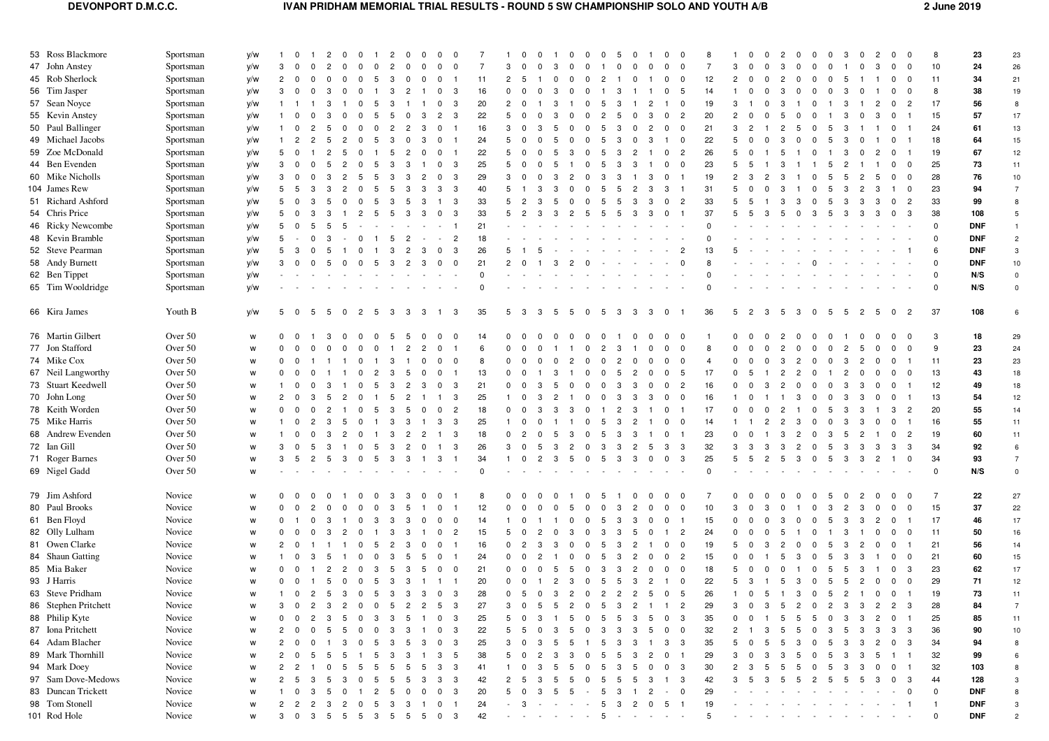| No | Name | Class | Route | 1 | 2 | 3 | 4 | 5 | 6 | 7 | 8 | 9 | 10 | 11 | 12 | Lap 1 | 1 | 2 | 3 | 4 | 5 | 6 | 7 | 8 | 9 | 10 | 11 | 12 | Lap 2 | 1 | 2 | 3 | 4 | 5 | 6 | 7 | 8 | 9 | 10 | 11 | 12 | Lap 3 | Total | Pos |
|---|---|---|---|---|---|---|---|---|---|---|---|---|---|---|---|---|---|---|---|---|---|---|---|---|---|---|---|---|---|---|---|---|---|---|---|---|---|---|---|---|---|---|---|---|
| 53 | Ross Blackmore | Sportsman | y/w | 1 | 0 | 1 | 2 | 0 | 0 | 1 | 2 | 0 | 0 | 0 | 0 | 7 | 1 | 0 | 0 | 1 | 0 | 0 | 0 | 5 | 0 | 1 | 0 | 0 | 8 | 1 | 0 | 0 | 2 | 0 | 0 | 0 | 3 | 0 | 2 | 0 | 0 | 8 | **23** | 23 |
| 47 | John Anstey | Sportsman | y/w | 3 | 0 | 0 | 2 | 0 | 0 | 0 | 2 | 0 | 0 | 0 | 0 | 7 | 3 | 0 | 0 | 3 | 0 | 0 | 1 | 0 | 0 | 0 | 0 | 0 | 7 | 3 | 0 | 0 | 3 | 0 | 0 | 0 | 1 | 0 | 3 | 0 | 0 | 10 | **24** | 26 |
| 45 | Rob Sherlock | Sportsman | y/w | 2 | 0 | 0 | 0 | 0 | 0 | 5 | 3 | 0 | 0 | 0 | 1 | 11 | 2 | 5 | 1 | 0 | 0 | 0 | 2 | 1 | 0 | 1 | 0 | 0 | 12 | 2 | 0 | 0 | 2 | 0 | 0 | 0 | 5 | 1 | 1 | 0 | 0 | 11 | **34** | 21 |
| 56 | Tim Jasper | Sportsman | y/w | 3 | 0 | 0 | 3 | 0 | 0 | 1 | 3 | 2 | 1 | 0 | 3 | 16 | 0 | 0 | 0 | 3 | 0 | 0 | 1 | 3 | 1 | 1 | 0 | 5 | 14 | 1 | 0 | 0 | 3 | 0 | 0 | 0 | 3 | 0 | 1 | 0 | 0 | 8 | **38** | 19 |
| 57 | Sean Noyce | Sportsman | y/w | 1 | 1 | 1 | 3 | 1 | 0 | 5 | 3 | 1 | 1 | 0 | 3 | 20 | 2 | 0 | 1 | 3 | 1 | 0 | 5 | 3 | 1 | 2 | 1 | 0 | 19 | 3 | 1 | 0 | 3 | 1 | 0 | 1 | 3 | 1 | 2 | 0 | 2 | 17 | **56** | 8 |
| 55 | Kevin Anstey | Sportsman | y/w | 1 | 0 | 0 | 3 | 0 | 0 | 5 | 5 | 0 | 3 | 2 | 3 | 22 | 5 | 0 | 0 | 3 | 0 | 0 | 2 | 5 | 0 | 3 | 0 | 2 | 20 | 2 | 0 | 0 | 5 | 0 | 0 | 1 | 3 | 0 | 3 | 0 | 1 | 15 | **57** | 17 |
| 50 | Paul Ballinger | Sportsman | y/w | 1 | 0 | 2 | 5 | 0 | 0 | 0 | 2 | 2 | 3 | 0 | 1 | 16 | 3 | 0 | 3 | 5 | 0 | 0 | 5 | 3 | 0 | 2 | 0 | 0 | 21 | 3 | 2 | 1 | 2 | 5 | 0 | 5 | 3 | 1 | 1 | 0 | 1 | 24 | **61** | 13 |
| 49 | Michael Jacobs | Sportsman | y/w | 1 | 2 | 2 | 5 | 2 | 0 | 5 | 3 | 0 | 3 | 0 | 1 | 24 | 5 | 0 | 0 | 5 | 0 | 0 | 5 | 3 | 0 | 3 | 1 | 0 | 22 | 5 | 0 | 0 | 3 | 0 | 0 | 5 | 3 | 0 | 1 | 0 | 1 | 18 | **64** | 15 |
| 59 | Zoe McDonald | Sportsman | y/w | 5 | 0 | 1 | 2 | 5 | 0 | 1 | 5 | 2 | 0 | 0 | 1 | 22 | 5 | 0 | 0 | 5 | 3 | 0 | 5 | 3 | 2 | 1 | 0 | 2 | 26 | 5 | 0 | 1 | 5 | 1 | 0 | 1 | 3 | 0 | 2 | 0 | 1 | 19 | **67** | 12 |
| 44 | Ben Evenden | Sportsman | y/w | 3 | 0 | 0 | 5 | 2 | 0 | 5 | 3 | 3 | 1 | 0 | 3 | 25 | 5 | 0 | 0 | 5 | 1 | 0 | 5 | 3 | 3 | 1 | 0 | 0 | 23 | 5 | 5 | 1 | 3 | 1 | 1 | 5 | 2 | 1 | 1 | 0 | 0 | 25 | **73** | 11 |
| 60 | Mike Nicholls | Sportsman | y/w | 3 | 0 | 0 | 3 | 2 | 5 | 5 | 3 | 3 | 2 | 0 | 3 | 29 | 3 | 0 | 0 | 3 | 2 | 0 | 3 | 3 | 1 | 3 | 0 | 1 | 19 | 2 | 3 | 2 | 3 | 1 | 0 | 5 | 5 | 2 | 5 | 0 | 0 | 28 | **76** | 10 |
| 104 | James Rew | Sportsman | y/w | 5 | 5 | 3 | 3 | 2 | 0 | 5 | 5 | 3 | 3 | 3 | 3 | 40 | 5 | 1 | 3 | 3 | 0 | 0 | 5 | 5 | 2 | 3 | 3 | 1 | 31 | 5 | 0 | 0 | 3 | 1 | 0 | 5 | 3 | 2 | 3 | 1 | 0 | 23 | **94** | 7 |
| 51 | Richard Ashford | Sportsman | y/w | 5 | 0 | 3 | 5 | 0 | 0 | 5 | 3 | 5 | 3 | 1 | 3 | 33 | 5 | 2 | 3 | 5 | 0 | 0 | 5 | 5 | 3 | 3 | 0 | 2 | 33 | 5 | 5 | 1 | 3 | 3 | 0 | 5 | 3 | 3 | 3 | 0 | 2 | 33 | **99** | 8 |
| 54 | Chris Price | Sportsman | y/w | 5 | 0 | 3 | 3 | 1 | 2 | 5 | 5 | 3 | 3 | 0 | 3 | 33 | 5 | 2 | 3 | 3 | 2 | 5 | 5 | 5 | 3 | 3 | 0 | 1 | 37 | 5 | 5 | 3 | 5 | 0 | 3 | 5 | 3 | 3 | 3 | 0 | 3 | 38 | **108** | 5 |
| 46 | Ricky Newcombe | Sportsman | y/w | 5 | 0 | 5 | 5 | 5 | - | - | - | - | - | - | 1 | 21 | - | - | - | - | - | - | - | - | - | - | - | - | 0 | - | - | - | - | - | - | - | - | - | - | - | - | 0 | **DNF** | 1 |
| 48 | Kevin Bramble | Sportsman | y/w | 5 | - | 0 | 3 | - | 0 | 1 | 5 | 2 | - | - | 2 | 18 | - | - | - | - | - | - | - | - | - | - | - | - | 0 | - | - | - | - | - | - | - | - | - | - | - | - | 0 | **DNF** | 2 |
| 52 | Steve Pearman | Sportsman | y/w | 5 | 3 | 0 | 5 | 1 | 0 | 1 | 3 | 2 | 3 | 0 | 3 | 26 | 5 | 1 | 5 | - | - | - | - | - | - | - | - | 2 | 13 | 5 | - | - | - | - | - | - | - | - | - | - | 1 | 6 | **DNF** | 3 |
| 58 | Andy Burnett | Sportsman | y/w | 3 | 0 | 0 | 5 | 0 | 0 | 5 | 3 | 2 | 3 | 0 | 0 | 21 | 2 | 0 | 1 | 3 | 2 | 0 | - | - | - | - | - | 0 | 8 | - | - | - | - | - | 0 | - | - | - | - | - | - | 0 | **DNF** | 10 |
| 62 | Ben Tippet | Sportsman | y/w | - | - | - | - | - | - | - | - | - | - | - | - | 0 | - | - | - | - | - | - | - | - | - | - | - | - | 0 | - | - | - | - | - | - | - | - | - | - | - | - | 0 | **N/S** | 0 |
| 65 | Tim Wooldridge | Sportsman | y/w | - | - | - | - | - | - | - | - | - | - | - | - | 0 | - | - | - | - | - | - | - | - | - | - | - | - | 0 | - | - | - | - | - | - | - | - | - | - | - | - | 0 | **N/S** | 0 |
| 66 | Kira James | Youth B | y/w | 5 | 0 | 5 | 5 | 0 | 2 | 5 | 3 | 3 | 3 | 1 | 3 | 35 | 5 | 3 | 3 | 5 | 5 | 0 | 5 | 3 | 3 | 3 | 0 | 1 | 36 | 5 | 2 | 3 | 5 | 3 | 0 | 5 | 5 | 2 | 5 | 0 | 2 | 37 | **108** | 6 |
| 76 | Martin Gilbert | Over 50 | w | 0 | 0 | 1 | 3 | 0 | 0 | 0 | 5 | 5 | 0 | 0 | 0 | 14 | 0 | 0 | 0 | 0 | 0 | 0 | 0 | 1 | 0 | 0 | 0 | 0 | 1 | 0 | 0 | 0 | 2 | 0 | 0 | 0 | 1 | 0 | 0 | 0 | 0 | 3 | **18** | 29 |
| 77 | Jon Stafford | Over 50 | w | 0 | 0 | 0 | 0 | 0 | 0 | 0 | 1 | 2 | 2 | 0 | 1 | 6 | 0 | 0 | 0 | 1 | 1 | 0 | 2 | 3 | 1 | 0 | 0 | 0 | 8 | 0 | 0 | 0 | 2 | 0 | 0 | 0 | 2 | 5 | 0 | 0 | 0 | 9 | **23** | 24 |
| 74 | Mike Cox | Over 50 | w | 0 | 0 | 1 | 1 | 1 | 0 | 1 | 3 | 1 | 0 | 0 | 0 | 8 | 0 | 0 | 0 | 0 | 2 | 0 | 0 | 2 | 0 | 0 | 0 | 0 | 4 | 0 | 0 | 0 | 3 | 2 | 0 | 0 | 3 | 2 | 0 | 0 | 1 | 11 | **23** | 23 |
| 67 | Neil Langworthy | Over 50 | w | 0 | 0 | 0 | 1 | 1 | 0 | 2 | 3 | 5 | 0 | 0 | 1 | 13 | 0 | 0 | 1 | 3 | 1 | 0 | 0 | 5 | 2 | 0 | 0 | 5 | 17 | 0 | 5 | 1 | 2 | 2 | 0 | 1 | 2 | 0 | 0 | 0 | 0 | 13 | **43** | 18 |
| 73 | Stuart Keedwell | Over 50 | w | 1 | 0 | 0 | 3 | 1 | 0 | 5 | 3 | 2 | 3 | 0 | 3 | 21 | 0 | 0 | 3 | 5 | 0 | 0 | 0 | 3 | 3 | 0 | 0 | 2 | 16 | 0 | 0 | 3 | 2 | 0 | 0 | 0 | 3 | 3 | 0 | 0 | 1 | 12 | **49** | 18 |
| 70 | John Long | Over 50 | w | 2 | 0 | 3 | 5 | 2 | 0 | 1 | 5 | 2 | 1 | 1 | 3 | 25 | 1 | 0 | 3 | 2 | 1 | 0 | 0 | 3 | 3 | 3 | 0 | 0 | 16 | 1 | 0 | 1 | 1 | 3 | 0 | 0 | 3 | 3 | 0 | 0 | 1 | 13 | **54** | 12 |
| 78 | Keith Worden | Over 50 | w | 0 | 0 | 0 | 2 | 1 | 0 | 5 | 3 | 5 | 0 | 0 | 2 | 18 | 0 | 0 | 3 | 3 | 3 | 0 | 1 | 2 | 3 | 1 | 0 | 1 | 17 | 0 | 0 | 0 | 2 | 1 | 0 | 5 | 3 | 3 | 1 | 3 | 2 | 20 | **55** | 14 |
| 75 | Mike Harris | Over 50 | w | 1 | 0 | 2 | 3 | 5 | 0 | 1 | 3 | 3 | 1 | 3 | 3 | 25 | 1 | 0 | 0 | 1 | 1 | 0 | 5 | 3 | 2 | 1 | 0 | 0 | 14 | 1 | 1 | 2 | 2 | 3 | 0 | 0 | 3 | 3 | 0 | 0 | 1 | 16 | **55** | 11 |
| 68 | Andrew Evenden | Over 50 | w | 1 | 0 | 0 | 3 | 2 | 0 | 1 | 3 | 2 | 2 | 1 | 3 | 18 | 0 | 2 | 0 | 5 | 3 | 0 | 5 | 3 | 3 | 1 | 0 | 1 | 23 | 0 | 0 | 1 | 3 | 2 | 0 | 3 | 5 | 2 | 1 | 0 | 2 | 19 | **60** | 11 |
| 72 | Ian Gill | Over 50 | w | 3 | 0 | 5 | 3 | 1 | 0 | 5 | 3 | 2 | 0 | 1 | 3 | 26 | 3 | 0 | 5 | 3 | 2 | 0 | 3 | 3 | 2 | 5 | 3 | 3 | 32 | 3 | 3 | 3 | 3 | 2 | 0 | 5 | 3 | 3 | 3 | 3 | 3 | 34 | **92** | 6 |
| 71 | Roger Barnes | Over 50 | w | 3 | 5 | 2 | 5 | 3 | 0 | 5 | 3 | 3 | 1 | 3 | 1 | 34 | 1 | 0 | 2 | 3 | 5 | 0 | 5 | 3 | 3 | 0 | 0 | 3 | 25 | 5 | 5 | 2 | 5 | 3 | 0 | 5 | 3 | 3 | 2 | 1 | 0 | 34 | **93** | 7 |
| 69 | Nigel Gadd | Over 50 | w | - | - | - | - | - | - | - | - | - | - | - | - | 0 | - | - | - | - | - | - | - | - | - | - | - | - | 0 | - | - | - | - | - | - | - | - | - | - | - | - | 0 | **N/S** | 0 |
| 79 | Jim Ashford | Novice | w | 0 | 0 | 0 | 0 | 1 | 0 | 0 | 3 | 3 | 0 | 0 | 1 | 8 | 0 | 0 | 0 | 0 | 1 | 0 | 5 | 1 | 0 | 0 | 0 | 0 | 7 | 0 | 0 | 0 | 0 | 0 | 0 | 5 | 0 | 2 | 0 | 0 | 0 | 7 | **22** | 27 |
| 80 | Paul Brooks | Novice | w | 0 | 0 | 2 | 0 | 0 | 0 | 0 | 3 | 5 | 1 | 0 | 1 | 12 | 0 | 0 | 0 | 0 | 5 | 0 | 0 | 3 | 2 | 0 | 0 | 0 | 10 | 3 | 0 | 3 | 0 | 1 | 0 | 3 | 2 | 3 | 0 | 0 | 0 | 15 | **37** | 22 |
| 61 | Ben Floyd | Novice | w | 0 | 1 | 0 | 3 | 1 | 0 | 3 | 3 | 3 | 0 | 0 | 0 | 14 | 1 | 0 | 1 | 1 | 0 | 0 | 5 | 3 | 3 | 0 | 0 | 1 | 15 | 0 | 0 | 0 | 3 | 0 | 0 | 5 | 3 | 3 | 2 | 0 | 1 | 17 | **46** | 17 |
| 82 | Olly Lulham | Novice | w | 0 | 0 | 0 | 3 | 2 | 0 | 1 | 3 | 3 | 1 | 0 | 2 | 15 | 5 | 0 | 2 | 0 | 3 | 0 | 3 | 3 | 5 | 0 | 1 | 2 | 24 | 0 | 0 | 0 | 5 | 1 | 0 | 1 | 3 | 1 | 0 | 0 | 0 | 11 | **50** | 16 |
| 81 | Owen Clarke | Novice | w | 2 | 0 | 1 | 1 | 1 | 0 | 5 | 2 | 3 | 0 | 0 | 1 | 16 | 0 | 2 | 3 | 3 | 0 | 0 | 5 | 3 | 2 | 1 | 0 | 0 | 19 | 5 | 0 | 3 | 2 | 0 | 0 | 5 | 3 | 2 | 0 | 0 | 1 | 21 | **56** | 14 |
| 84 | Shaun Gatting | Novice | w | 1 | 0 | 3 | 5 | 1 | 0 | 0 | 3 | 5 | 5 | 0 | 1 | 24 | 0 | 0 | 2 | 1 | 0 | 0 | 5 | 3 | 2 | 0 | 0 | 2 | 15 | 0 | 0 | 1 | 5 | 3 | 0 | 5 | 3 | 3 | 1 | 0 | 0 | 21 | **60** | 15 |
| 85 | Mia Baker | Novice | w | 0 | 0 | 1 | 2 | 2 | 0 | 3 | 5 | 3 | 5 | 0 | 0 | 21 | 0 | 0 | 0 | 5 | 5 | 0 | 3 | 3 | 2 | 0 | 0 | 0 | 18 | 5 | 0 | 0 | 0 | 1 | 0 | 5 | 5 | 3 | 1 | 0 | 3 | 23 | **62** | 17 |
| 93 | J Harris | Novice | w | 0 | 0 | 1 | 5 | 0 | 0 | 5 | 3 | 3 | 1 | 1 | 1 | 20 | 0 | 0 | 1 | 2 | 3 | 0 | 5 | 5 | 3 | 2 | 1 | 0 | 22 | 5 | 3 | 1 | 5 | 3 | 0 | 5 | 5 | 2 | 0 | 0 | 0 | 29 | **71** | 12 |
| 63 | Steve Pridham | Novice | w | 1 | 0 | 2 | 5 | 3 | 0 | 5 | 3 | 3 | 3 | 0 | 3 | 28 | 0 | 5 | 0 | 3 | 2 | 0 | 2 | 2 | 2 | 5 | 0 | 5 | 26 | 1 | 0 | 5 | 1 | 3 | 0 | 5 | 2 | 1 | 0 | 0 | 1 | 19 | **73** | 11 |
| 86 | Stephen Pritchett | Novice | w | 3 | 0 | 2 | 3 | 2 | 0 | 0 | 5 | 2 | 2 | 5 | 3 | 27 | 3 | 0 | 5 | 5 | 2 | 0 | 5 | 3 | 2 | 1 | 1 | 2 | 29 | 3 | 0 | 3 | 5 | 2 | 0 | 2 | 3 | 3 | 2 | 2 | 3 | 28 | **84** | 7 |
| 88 | Philip Kyte | Novice | w | 0 | 0 | 2 | 3 | 5 | 0 | 3 | 3 | 5 | 1 | 0 | 3 | 25 | 5 | 0 | 3 | 1 | 5 | 0 | 5 | 5 | 3 | 5 | 0 | 3 | 35 | 0 | 0 | 1 | 5 | 5 | 5 | 0 | 3 | 3 | 2 | 0 | 1 | 25 | **85** | 11 |
| 87 | Iona Pritchett | Novice | w | 2 | 0 | 0 | 5 | 5 | 0 | 0 | 3 | 3 | 1 | 0 | 3 | 22 | 5 | 5 | 0 | 3 | 5 | 0 | 3 | 3 | 3 | 5 | 0 | 0 | 32 | 2 | 1 | 3 | 5 | 5 | 0 | 5 | 3 | 3 | 3 | 3 | 3 | 36 | **90** | 10 |
| 64 | Adam Blacher | Novice | w | 2 | 0 | 0 | 1 | 3 | 0 | 5 | 3 | 5 | 3 | 0 | 3 | 25 | 3 | 0 | 3 | 5 | 5 | 1 | 5 | 3 | 3 | 1 | 3 | 3 | 35 | 3 | 0 | 5 | 5 | 3 | 0 | 5 | 3 | 3 | 2 | 0 | 3 | 34 | **94** | 8 |
| 89 | Mark Thornhill | Novice | w | 2 | 0 | 5 | 5 | 5 | 1 | 5 | 3 | 3 | 1 | 3 | 5 | 38 | 5 | 0 | 2 | 3 | 3 | 0 | 5 | 5 | 3 | 2 | 0 | 1 | 29 | 3 | 0 | 3 | 3 | 5 | 0 | 5 | 3 | 3 | 5 | 1 | 1 | 32 | **99** | 6 |
| 94 | Mark Doey | Novice | w | 2 | 2 | 1 | 0 | 5 | 5 | 5 | 5 | 5 | 5 | 3 | 3 | 41 | 1 | 0 | 3 | 5 | 5 | 0 | 5 | 3 | 5 | 0 | 0 | 3 | 30 | 2 | 3 | 5 | 5 | 5 | 0 | 5 | 3 | 3 | 0 | 0 | 1 | 32 | **103** | 8 |
| 97 | Sam Dove-Medows | Novice | w | 2 | 5 | 3 | 5 | 3 | 0 | 5 | 5 | 5 | 3 | 3 | 3 | 42 | 2 | 5 | 3 | 5 | 5 | 0 | 5 | 5 | 5 | 3 | 1 | 3 | 42 | 3 | 5 | 3 | 5 | 5 | 2 | 5 | 5 | 5 | 3 | 0 | 3 | 44 | **128** | 3 |
| 83 | Duncan Trickett | Novice | w | 1 | 0 | 3 | 5 | 0 | 1 | 2 | 5 | 0 | 0 | 0 | 3 | 20 | 5 | 0 | 3 | 5 | 5 | - | 5 | 3 | 1 | 2 | - | 0 | 29 | - | - | - | - | - | - | - | - | - | - | - | 0 | 0 | **DNF** | 8 |
| 98 | Tom Stonell | Novice | w | 2 | 2 | 2 | 3 | 2 | 0 | 5 | 3 | 3 | 1 | 0 | 1 | 24 | - | 3 | - | - | - | - | 5 | 3 | 2 | 0 | 5 | 1 | 19 | - | - | - | - | - | - | - | - | - | - | - | 1 | 1 | **DNF** | 3 |
| 101 | Rod Hole | Novice | w | 3 | 0 | 3 | 5 | 5 | 5 | 3 | 5 | 5 | 5 | 0 | 3 | 42 | - | - | - | - | - | - | - | - | - | - | - | - | 5 | - | - | - | - | - | - | - | - | - | - | - | - | 0 | **DNF** | 2 |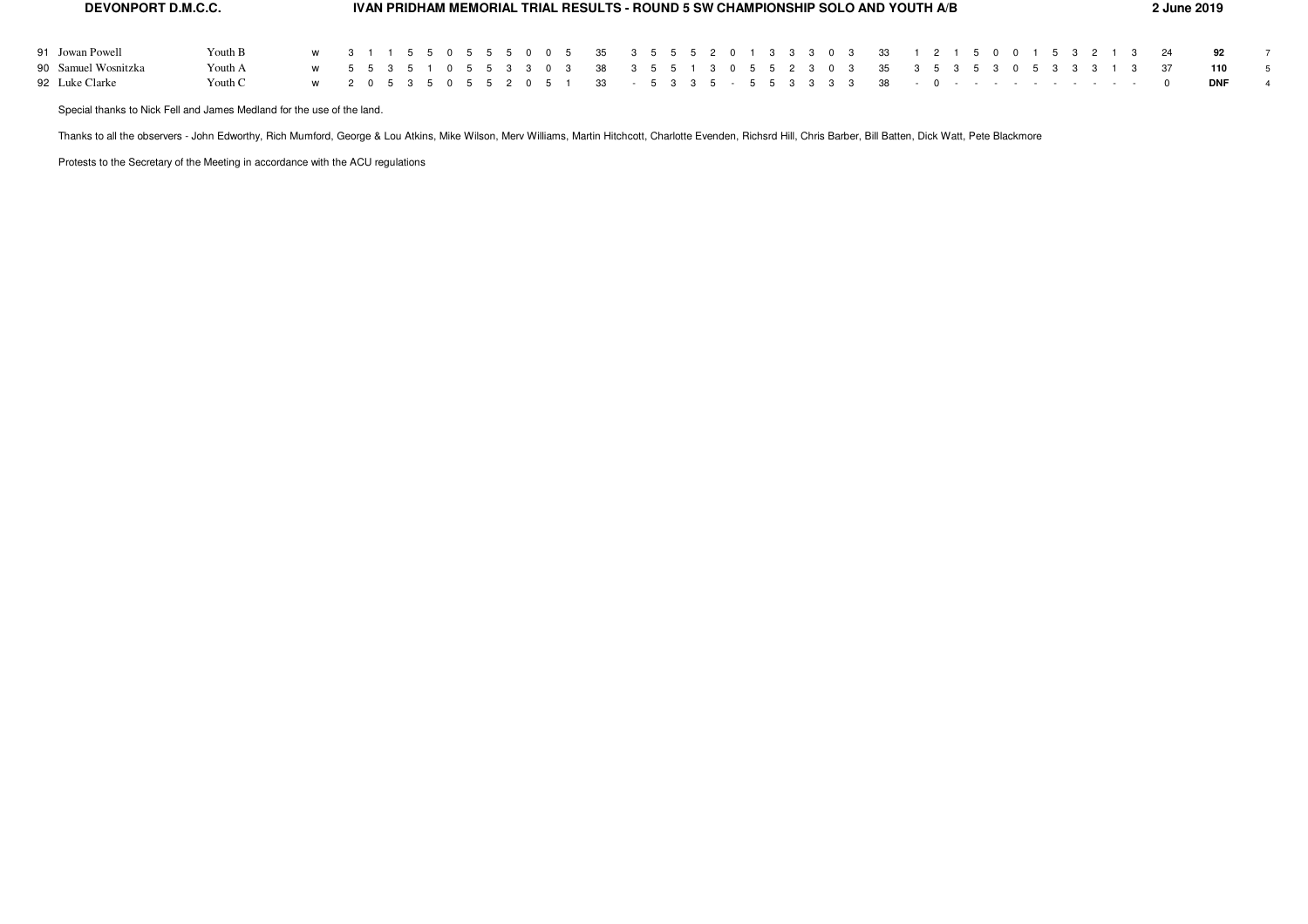| | | | | | | | | | | | | | | | | | | | | | | | | | | | | | | | | | | | | | | | | | | | | | | |
|---|---|---|---|---|---|---|---|---|---|---|---|---|---|---|---|---|---|---|---|---|---|---|---|---|---|---|---|---|---|---|---|---|---|---|---|---|---|---|---|---|---|---|---|---|---|---|
| 91 | Jowan Powell | Youth B | w | 3 | 1 | 1 | 5 | 5 | 0 | 5 | 5 | 5 | 0 | 0 | 5 | 35 | 3 | 5 | 5 | 5 | 2 | 0 | 1 | 3 | 3 | 3 | 0 | 3 | 33 | 1 | 2 | 1 | 5 | 0 | 0 | 1 | 5 | 3 | 2 | 1 | 3 | 24 | **92** | 7 |
| 90 | Samuel Wosnitzka | Youth A | w | 5 | 5 | 3 | 5 | 1 | 0 | 5 | 5 | 3 | 3 | 0 | 3 | 38 | 3 | 5 | 5 | 1 | 3 | 0 | 5 | 5 | 2 | 3 | 0 | 3 | 35 | 3 | 5 | 3 | 5 | 3 | 0 | 5 | 3 | 3 | 3 | 1 | 3 | 37 | **110** | 5 |
| 92 | Luke Clarke | Youth C | w | 2 | 0 | 5 | 3 | 5 | 0 | 5 | 5 | 2 | 0 | 5 | 1 | 33 | - | 5 | 3 | 3 | 5 | - | 5 | 5 | 3 | 3 | 3 | 3 | 38 | - | 0 | - | - | - | - | - | - | - | - | - | - | 0 | **DNF** | 4 |

Special thanks to Nick Fell and James Medland for the use of the land.

Thanks to all the observers - John Edworthy, Rich Mumford, George & Lou Atkins, Mike Wilson, Merv Williams, Martin Hitchcott, Charlotte Evenden, Richsrd Hill, Chris Barber, Bill Batten, Dick Watt, Pete Blackmore

Protests to the Secretary of the Meeting in accordance with the ACU regulations